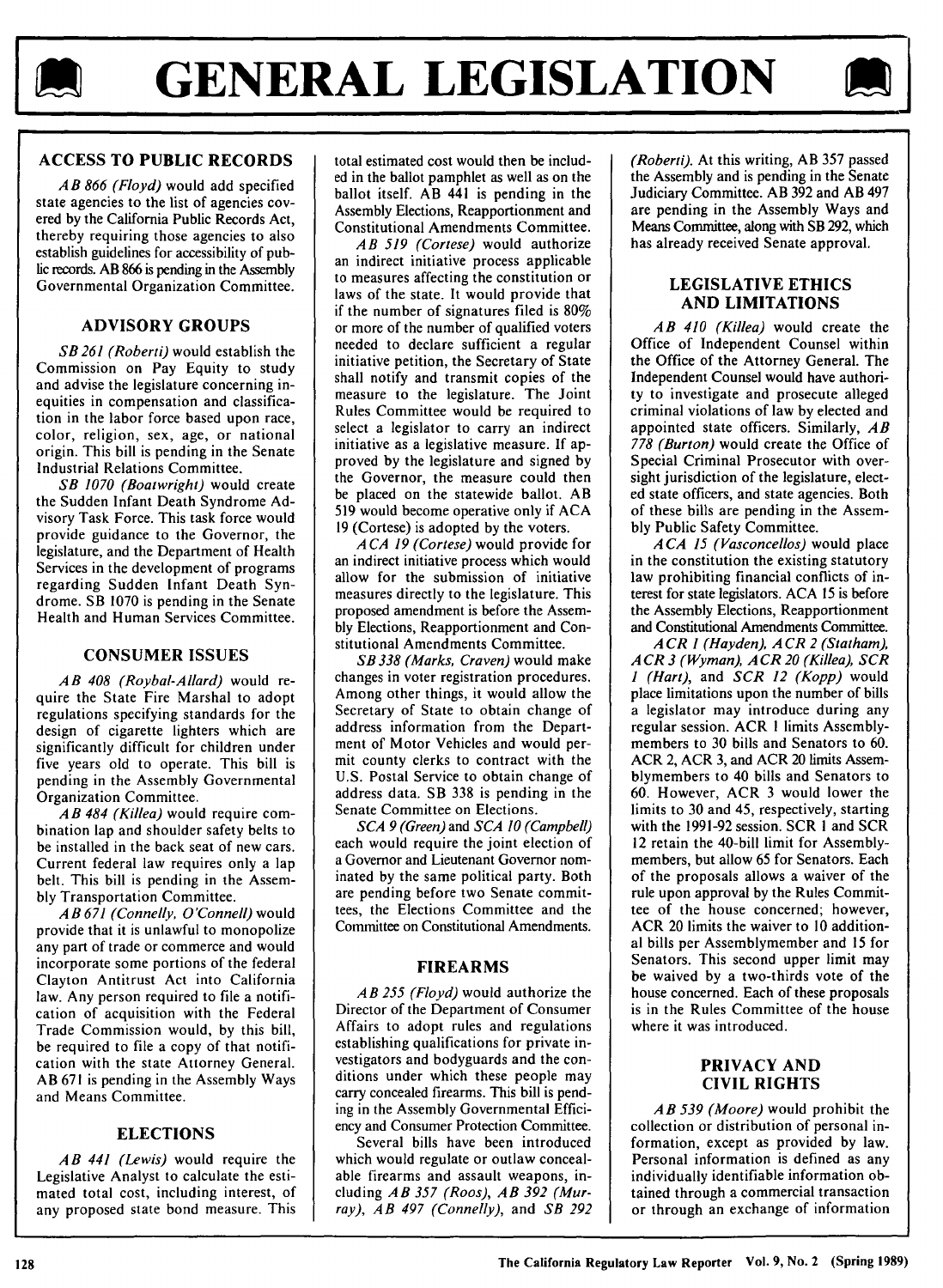# GENERAL LEGISLATION

## ACCESS TO PUBLIC RECORDS

*AB 866 (Floyd)* would add specified state agencies to the list of agencies covered by the California Public Records Act, thereby requiring those agencies to also establish guidelines for accessibility of public records. AB 866 is pending in the Assembly Governmental Organization Committee.

## ADVISORY GROUPS

*SB 261 (Roberti)* would establish the Commission on Pay Equity to study and advise the legislature concerning inequities in compensation and classification in the labor force based upon race, color, religion, sex, age, or national origin. This bill is pending in the Senate Industrial Relations Committee.

*SB 1070 (Boatwright)* would create the Sudden Infant Death Syndrome Advisory Task Force. This task force would provide guidance to the Governor, the legislature, and the Department of Health Services in the development of programs regarding Sudden Infant Death Syndrome. SB 1070 is pending in the Senate Health and Human Services Committee.

## CONSUMER ISSUES

*AB 408 (Roybal-Allard)* would require the State Fire Marshal to adopt regulations specifying standards for the design of cigarette lighters which are significantly difficult for children under five years old to operate. This bill is pending in the Assembly Governmental Organization Committee.

*AB 484 (Killea)* would require combination lap and shoulder safety belts to be installed in the back seat of new cars. Current federal law requires only a lap belt. This bill is pending in the Assembly Transportation Committee.

*AB 671 (Connelly, O'Connell)* would provide that it is unlawful to monopolize any part of trade or commerce and would incorporate some portions of the federal Clayton Antitrust Act into California law. Any person required to file a notification of acquisition with the Federal Trade Commission would, by this bill, be required to file a copy of that notification with the state Attorney General. AB 671 is pending in the Assembly Ways and Means Committee.

## ELECTIONS

*AB 441 (Lewis)* would require the Legislative Analyst to calculate the estimated total cost, including interest, of any proposed state bond measure. This total estimated cost would then be included in the ballot pamphlet as well as on the ballot itself. AB 441 is pending in the Assembly Elections, Reapportionment and Constitutional Amendments Committee.

*AB 519 (Cortese)* would authorize an indirect initiative process applicable to measures affecting the constitution or laws of the state. It would provide that if the number of signatures filed is 80% or more of the number of qualified voters needed to declare sufficient a regular initiative petition, the Secretary of State shall notify and transmit copies of the measure to the legislature. The Joint Rules Committee would be required to select a legislator to carry an indirect initiative as a legislative measure. If approved by the legislature and signed by the Governor, the measure could then be placed on the statewide ballot. AB 519 would become operative only if ACA 19 (Cortese) is adopted by the voters.

*ACA 19 (Cortese)* would provide for an indirect initiative process which would allow for the submission of initiative measures directly to the legislature. This proposed amendment is before the Assembly Elections, Reapportionment and Constitutional Amendments Committee.

*SB 338 (Marks, Craven)* would make changes in voter registration procedures. Among other things, it would allow the Secretary of State to obtain change of address information from the Department of Motor Vehicles and would permit county clerks to contract with the U.S. Postal Service to obtain change of address data. SB 338 is pending in the Senate Committee on Elections.

*SCA 9 (Green)* and *SCA 10 (Campbell)* each would require the joint election of a Governor and Lieutenant Governor nominated by the same political party. Both are pending before two Senate committees, the Elections Committee and the Committee on Constitutional Amendments.

## FIREARMS

*AB 255 (Floyd)* would authorize the Director of the Department of Consumer Affairs to adopt rules and regulations establishing qualifications for private investigators and bodyguards and the conditions under which these people may carry concealed firearms. This bill is pending in the Assembly Governmental Efficiency and Consumer Protection Committee.

Several bills have been introduced which would regulate or outlaw concealable firearms and assault weapons, including *AB 357 (Roos)*, *AB 392 (Murray)*, *AB 497 (Connelly)*, and *SB 292 (Roberti)*. At this writing, AB 357 passed the Assembly and is pending in the Senate Judiciary Committee. AB 392 and AB 497 are pending in the Assembly Ways and Means Committee, along with SB 292, which has already received Senate approval.

## LEGISLATIVE ETHICS AND LIMITATIONS

*AB 410 (Killea)* would create the Office of Independent Counsel within the Office of the Attorney General. The Independent Counsel would have authority to investigate and prosecute alleged criminal violations of law by elected and appointed state officers. Similarly, *AB 778 (Burton)* would create the Office of Special Criminal Prosecutor with oversight jurisdiction of the legislature, elected state officers, and state agencies. Both of these bills are pending in the Assembly Public Safety Committee.

*ACA 15 (Vasconcellos)* would place in the constitution the existing statutory law prohibiting financial conflicts of interest for state legislators. ACA 15 is before the Assembly Elections, Reapportionment and Constitutional Amendments Committee.

*ACR 1 (Hayden)*, *ACR 2 (Statham)*, *ACR 3 (Wyman)*, *ACR 20 (Killea)*, *SCR 1 (Hart)*, and *SCR 12 (Kopp)* would place limitations upon the number of bills a legislator may introduce during any regular session. ACR 1 limits Assemblymembers to 30 bills and Senators to 60. ACR 2, ACR 3, and ACR 20 limits Assemblymembers to 40 bills and Senators to 60. However, ACR 3 would lower the limits to 30 and 45, respectively, starting with the 1991-92 session. SCR 1 and SCR 12 retain the 40-bill limit for Assemblymembers, but allow 65 for Senators. Each of the proposals allows a waiver of the rule upon approval by the Rules Committee of the house concerned; however, ACR 20 limits the waiver to 10 additional bills per Assemblymember and 15 for Senators. This second upper limit may be waived by a two-thirds vote of the house concerned. Each of these proposals is in the Rules Committee of the house where it was introduced.

## PRIVACY AND CIVIL RIGHTS

*AB 539 (Moore)* would prohibit the collection or distribution of personal information, except as provided by law. Personal information is defined as any individually identifiable information obtained through a commercial transaction or through an exchange of information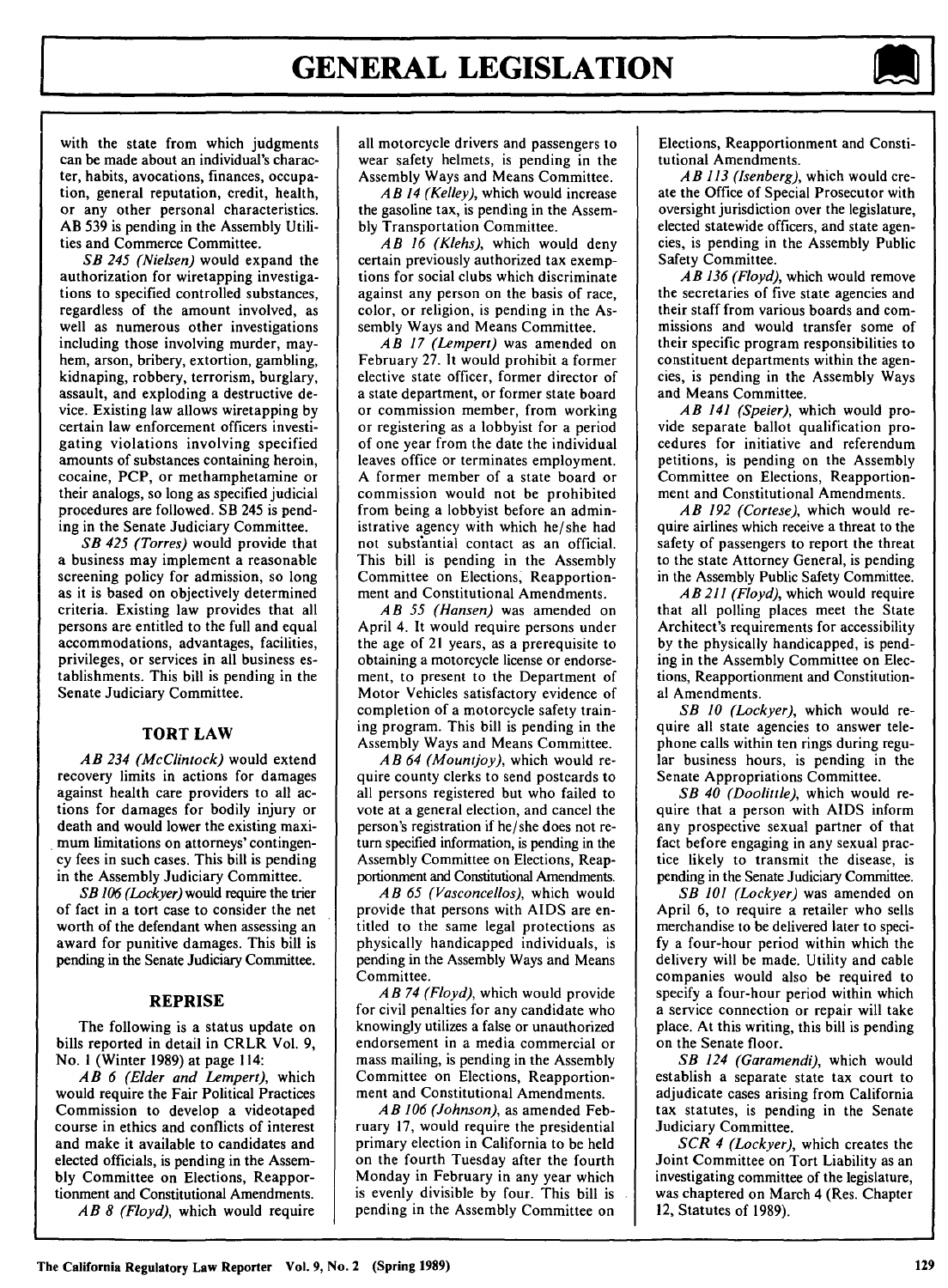with the state from which judgments can be made about an individual's character, habits, avocations, finances, occupation, general reputation, credit, health, or any other personal characteristics. AB 539 is pending in the Assembly Utilities and Commerce Committee.

*SB 245 (Nielsen)* would expand the authorization for wiretapping investigations to specified controlled substances, regardless of the amount involved, as well as numerous other investigations including those involving murder, mayhem, arson, bribery, extortion, gambling, kidnaping, robbery, terrorism, burglary, assault, and exploding a destructive device. Existing law allows wiretapping by certain law enforcement officers investigating violations involving specified amounts of substances containing heroin, cocaine, PCP, or methamphetamine or their analogs, so long as specified judicial procedures are followed. SB 245 is pending in the Senate Judiciary Committee.

*SB 425 (Torres)* would provide that a business may implement a reasonable screening policy for admission, so long as it is based on objectively determined criteria. Existing law provides that all persons are entitled to the full and equal accommodations, advantages, facilities, privileges, or services in all business establishments. This bill is pending in the Senate Judiciary Committee.

## TORT LAW

*AB 234 (McClintock)* would extend recovery limits in actions for damages against health care providers to all actions for damages for bodily injury or death and would lower the existing maximum limitations on attorneys' contingency fees in such cases. This bill is pending in the Assembly Judiciary Committee.

*SB 106 (Lockyer)* would require the trier of fact in a tort case to consider the net worth of the defendant when assessing an award for punitive damages. This bill is pending in the Senate Judiciary Committee.

## REPRISE

The following is a status update on bills reported in detail in CRLR Vol. 9, No. 1 (Winter 1989) at page 114:

*AB 6 (Elder and Lempert)*, which would require the Fair Political Practices Commission to develop a videotaped course in ethics and conflicts of interest and make it available to candidates and elected officials, is pending in the Assembly Committee on Elections, Reapportionment and Constitutional Amendments.

*AB 8 (Floyd)*, which would require all motorcycle drivers and passengers to wear safety helmets, is pending in the Assembly Ways and Means Committee.

*AB 14 (Kelley)*, which would increase the gasoline tax, is pending in the Assembly Transportation Committee.

*AB 16 (Klehs)*, which would deny certain previously authorized tax exemptions for social clubs which discriminate against any person on the basis of race, color, or religion, is pending in the Assembly Ways and Means Committee.

*AB 17 (Lempert)* was amended on February 27. It would prohibit a former elective state officer, former director of a state department, or former state board or commission member, from working or registering as a lobbyist for a period of one year from the date the individual leaves office or terminates employment. A former member of a state board or commission would not be prohibited from being a lobbyist before an administrative agency with which he/she had not substantial contact as an official. This bill is pending in the Assembly Committee on Elections, Reapportionment and Constitutional Amendments.

*AB 55 (Hansen)* was amended on April 4. It would require persons under the age of 21 years, as a prerequisite to obtaining a motorcycle license or endorsement, to present to the Department of Motor Vehicles satisfactory evidence of completion of a motorcycle safety training program. This bill is pending in the Assembly Ways and Means Committee.

*AB 64 (Mountjoy)*, which would require county clerks to send postcards to all persons registered but who failed to vote at a general election, and cancel the person's registration if he/she does not return specified information, is pending in the Assembly Committee on Elections, Reapportionment and Constitutional Amendments.

*AB 65 (Vasconcellos)*, which would provide that persons with AIDS are entitled to the same legal protections as physically handicapped individuals, is pending in the Assembly Ways and Means Committee.

*AB 74 (Floyd)*, which would provide for civil penalties for any candidate who knowingly utilizes a false or unauthorized endorsement in a media commercial or mass mailing, is pending in the Assembly Committee on Elections, Reapportionment and Constitutional Amendments.

*AB 106 (Johnson)*, as amended February 17, would require the presidential primary election in California to be held on the fourth Tuesday after the fourth Monday in February in any year which is evenly divisible by four. This bill is pending in the Assembly Committee on Elections, Reapportionment and Constitutional Amendments.

*AB 113 (Isenberg)*, which would create the Office of Special Prosecutor with oversight jurisdiction over the legislature, elected statewide officers, and state agencies, is pending in the Assembly Public Safety Committee.

*AB 136 (Floyd)*, which would remove the secretaries of five state agencies and their staff from various boards and commissions and would transfer some of their specific program responsibilities to constituent departments within the agencies, is pending in the Assembly Ways and Means Committee.

*AB 141 (Speier)*, which would provide separate ballot qualification procedures for initiative and referendum petitions, is pending on the Assembly Committee on Elections, Reapportionment and Constitutional Amendments.

*AB 192 (Cortese)*, which would require airlines which receive a threat to the safety of passengers to report the threat to the state Attorney General, is pending in the Assembly Public Safety Committee.

*AB 211 (Floyd)*, which would require that all polling places meet the State Architect's requirements for accessibility by the physically handicapped, is pending in the Assembly Committee on Elections, Reapportionment and Constitutional Amendments.

*SB 10 (Lockyer)*, which would require all state agencies to answer telephone calls within ten rings during regular business hours, is pending in the Senate Appropriations Committee.

*SB 40 (Doolittle)*, which would require that a person with AIDS inform any prospective sexual partner of that fact before engaging in any sexual practice likely to transmit the disease, is pending in the Senate Judiciary Committee.

*SB 101 (Lockyer)* was amended on April 6, to require a retailer who sells merchandise to be delivered later to specify a four-hour period within which the delivery will be made. Utility and cable companies would also be required to specify a four-hour period within which a service connection or repair will take place. At this writing, this bill is pending on the Senate floor.

*SB 124 (Garamendi)*, which would establish a separate state tax court to adjudicate cases arising from California tax statutes, is pending in the Senate Judiciary Committee.

*SCR 4 (Lockyer)*, which creates the Joint Committee on Tort Liability as an investigating committee of the legislature, was chaptered on March 4 (Res. Chapter 12, Statutes of 1989).